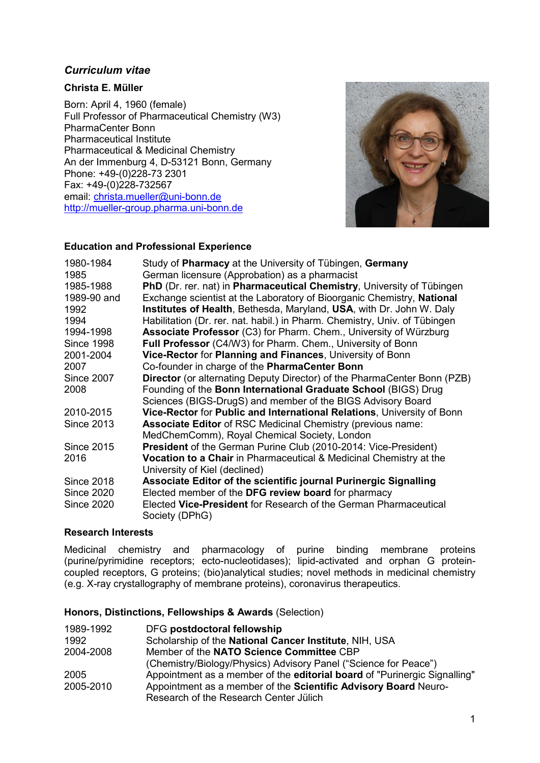## *Curriculum vitae*

**Christa E. Müller**

Born: April 4, 1960 (female)
Full Professor of Pharmaceutical Chemistry (W3)
PharmaCenter Bonn
Pharmaceutical Institute
Pharmaceutical & Medicinal Chemistry
An der Immenburg 4, D-53121 Bonn, Germany
Phone: +49-(0)228-73 2301
Fax: +49-(0)228-732567
email: christa.mueller@uni-bonn.de
http://mueller-group.pharma.uni-bonn.de

### Education and Professional Experience

| | |
|---|---|
| 1980-1984 | Study of **Pharmacy** at the University of Tübingen, **Germany** |
| 1985 | German licensure (Approbation) as a pharmacist |
| 1985-1988 | **PhD** (Dr. rer. nat) in **Pharmaceutical Chemistry**, University of Tübingen |
| 1989-90 and 1992 | Exchange scientist at the Laboratory of Bioorganic Chemistry, **National Institutes of Health**, Bethesda, Maryland, **USA**, with Dr. John W. Daly |
| 1994 | Habilitation (Dr. rer. nat. habil.) in Pharm. Chemistry, Univ. of Tübingen |
| 1994-1998 | **Associate Professor** (C3) for Pharm. Chem., University of Würzburg |
| Since 1998 | **Full Professor** (C4/W3) for Pharm. Chem., University of Bonn |
| 2001-2004 | **Vice-Rector** for **Planning and Finances**, University of Bonn |
| 2007 | Co-founder in charge of the **PharmaCenter Bonn** |
| Since 2007 | **Director** (or alternating Deputy Director) of the PharmaCenter Bonn (PZB) |
| 2008 | Founding of the **Bonn International Graduate School** (BIGS) Drug Sciences (BIGS-DrugS) and member of the BIGS Advisory Board |
| 2010-2015 | **Vice-Rector** for **Public and International Relations**, University of Bonn |
| Since 2013 | **Associate Editor** of RSC Medicinal Chemistry (previous name: MedChemComm), Royal Chemical Society, London |
| Since 2015 | **President** of the German Purine Club (2010-2014: Vice-President) |
| 2016 | **Vocation to a Chair** in Pharmaceutical & Medicinal Chemistry at the University of Kiel (declined) |
| Since 2018 | **Associate Editor of the scientific journal Purinergic Signalling** |
| Since 2020 | Elected member of the **DFG review board** for pharmacy |
| Since 2020 | Elected **Vice-President** for Research of the German Pharmaceutical Society (DPhG) |

### Research Interests

Medicinal chemistry and pharmacology of purine binding membrane proteins (purine/pyrimidine receptors; ecto-nucleotidases); lipid-activated and orphan G protein-coupled receptors, G proteins; (bio)analytical studies; novel methods in medicinal chemistry (e.g. X-ray crystallography of membrane proteins), coronavirus therapeutics.

### Honors, Distinctions, Fellowships & Awards (Selection)

| | |
|---|---|
| 1989-1992 | DFG **postdoctoral fellowship** |
| 1992 | Scholarship of the **National Cancer Institute**, NIH, USA |
| 2004-2008 | Member of the **NATO Science Committee** CBP (Chemistry/Biology/Physics) Advisory Panel ("Science for Peace") |
| 2005 | Appointment as a member of the **editorial board** of "Purinergic Signalling" |
| 2005-2010 | Appointment as a member of the **Scientific Advisory Board** Neuro-Research of the Research Center Jülich |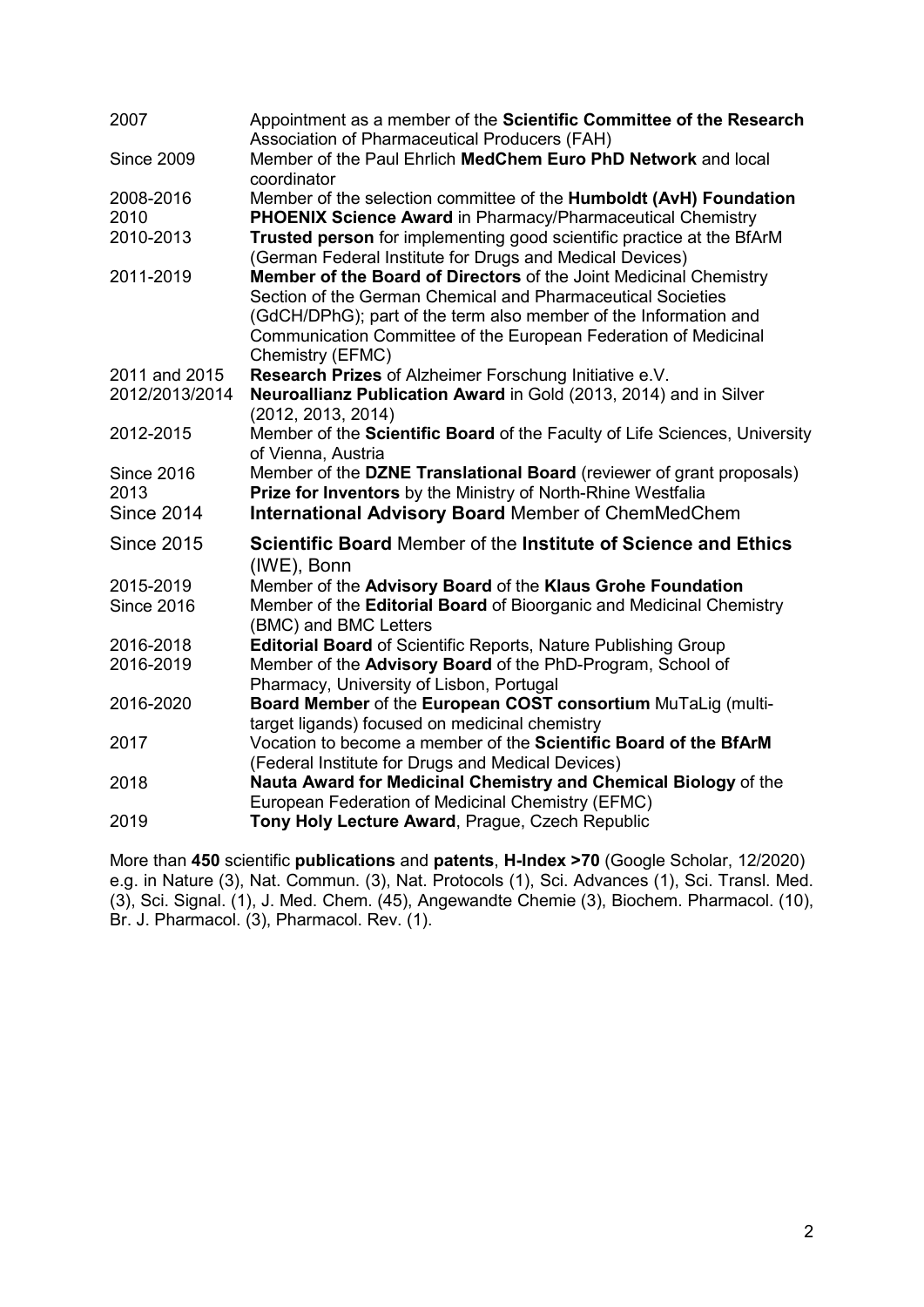| | |
|---|---|
| 2007 | Appointment as a member of the **Scientific Committee of the Research** Association of Pharmaceutical Producers (FAH) |
| Since 2009 | Member of the Paul Ehrlich **MedChem Euro PhD Network** and local coordinator |
| 2008-2016 | Member of the selection committee of the **Humboldt (AvH) Foundation** |
| 2010 | **PHOENIX Science Award** in Pharmacy/Pharmaceutical Chemistry |
| 2010-2013 | **Trusted person** for implementing good scientific practice at the BfArM (German Federal Institute for Drugs and Medical Devices) |
| 2011-2019 | **Member of the Board of Directors** of the Joint Medicinal Chemistry Section of the German Chemical and Pharmaceutical Societies (GdCH/DPhG); part of the term also member of the Information and Communication Committee of the European Federation of Medicinal Chemistry (EFMC) |
| 2011 and 2015 | **Research Prizes** of Alzheimer Forschung Initiative e.V. |
| 2012/2013/2014 | **Neuroallianz Publication Award** in Gold (2013, 2014) and in Silver (2012, 2013, 2014) |
| 2012-2015 | Member of the **Scientific Board** of the Faculty of Life Sciences, University of Vienna, Austria |
| Since 2016 | Member of the **DZNE Translational Board** (reviewer of grant proposals) |
| 2013 | **Prize for Inventors** by the Ministry of North-Rhine Westfalia |
| Since 2014 | **International Advisory Board** Member of ChemMedChem |
| Since 2015 | **Scientific Board** Member of the **Institute of Science and Ethics** (IWE), Bonn |
| 2015-2019 | Member of the **Advisory Board** of the **Klaus Grohe Foundation** |
| Since 2016 | Member of the **Editorial Board** of Bioorganic and Medicinal Chemistry (BMC) and BMC Letters |
| 2016-2018 | **Editorial Board** of Scientific Reports, Nature Publishing Group |
| 2016-2019 | Member of the **Advisory Board** of the PhD-Program, School of Pharmacy, University of Lisbon, Portugal |
| 2016-2020 | **Board Member** of the **European COST consortium** MuTaLig (multi-target ligands) focused on medicinal chemistry |
| 2017 | Vocation to become a member of the **Scientific Board of the BfArM** (Federal Institute for Drugs and Medical Devices) |
| 2018 | **Nauta Award for Medicinal Chemistry and Chemical Biology** of the European Federation of Medicinal Chemistry (EFMC) |
| 2019 | **Tony Holy Lecture Award**, Prague, Czech Republic |

More than **450** scientific **publications** and **patents**, **H-Index >70** (Google Scholar, 12/2020) e.g. in Nature (3), Nat. Commun. (3), Nat. Protocols (1), Sci. Advances (1), Sci. Transl. Med. (3), Sci. Signal. (1), J. Med. Chem. (45), Angewandte Chemie (3), Biochem. Pharmacol. (10), Br. J. Pharmacol. (3), Pharmacol. Rev. (1).